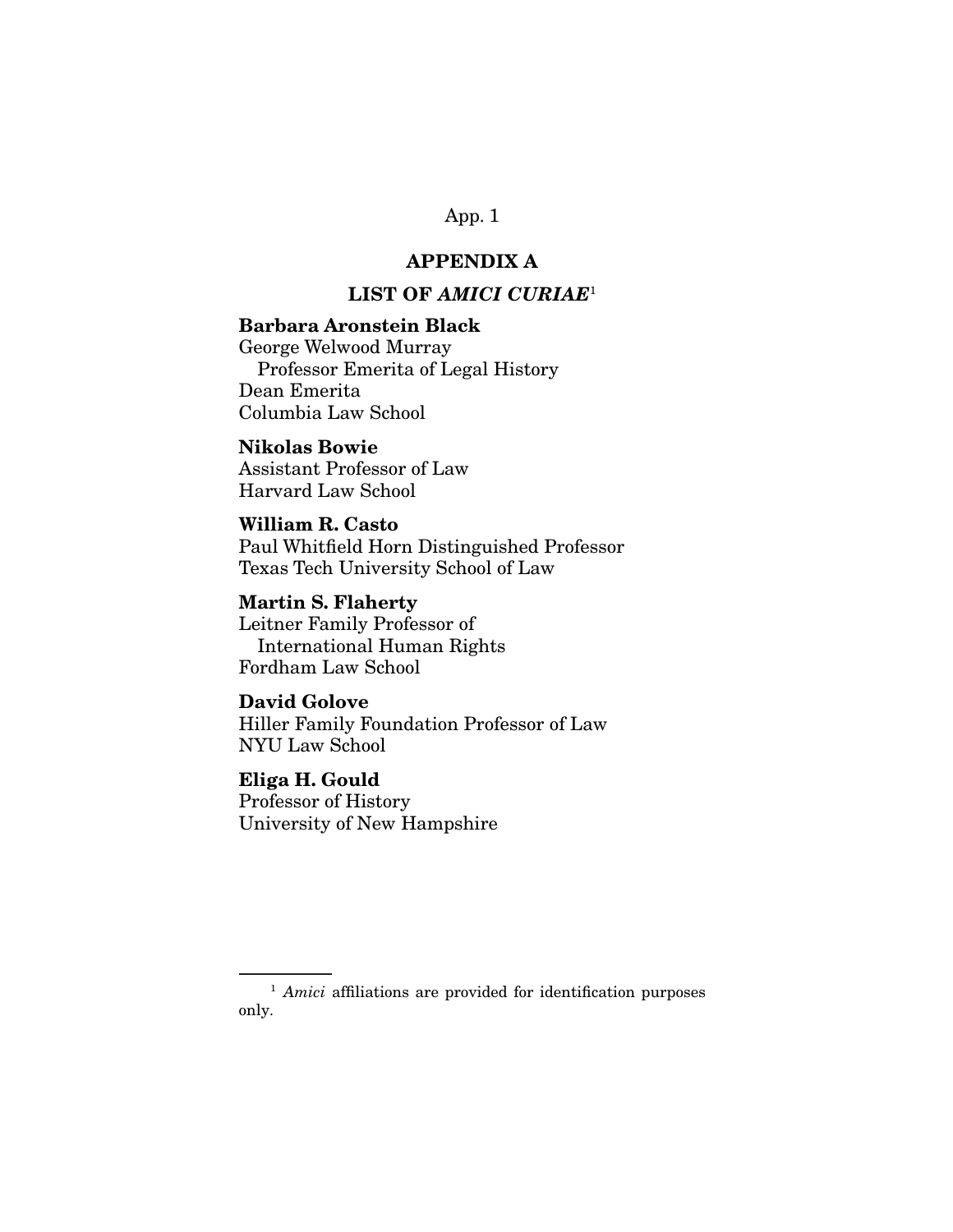## APPENDIX A

## LIST OF *AMICI CURIAE*[1]

**Barbara Aronstein Black**
George Welwood Murray
Professor Emerita of Legal History
Dean Emerita
Columbia Law School

**Nikolas Bowie**
Assistant Professor of Law
Harvard Law School

**William R. Casto**
Paul Whitfield Horn Distinguished Professor
Texas Tech University School of Law

**Martin S. Flaherty**
Leitner Family Professor of
International Human Rights
Fordham Law School

**David Golove**
Hiller Family Foundation Professor of Law
NYU Law School

**Eliga H. Gould**
Professor of History
University of New Hampshire

---

[1] *Amici* affiliations are provided for identification purposes only.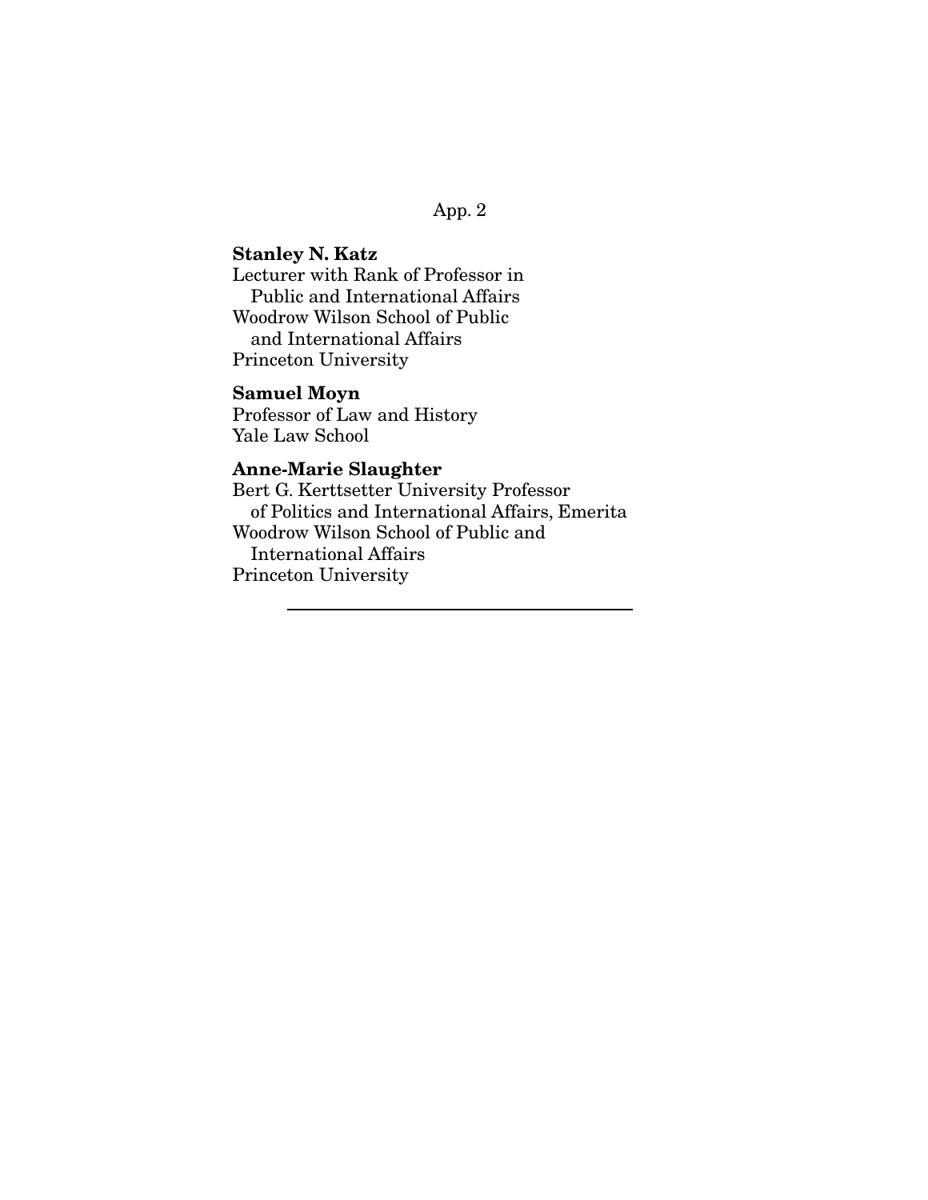**Stanley N. Katz**
Lecturer with Rank of Professor in
Public and International Affairs
Woodrow Wilson School of Public
and International Affairs
Princeton University

**Samuel Moyn**
Professor of Law and History
Yale Law School

**Anne-Marie Slaughter**
Bert G. Kerttsetter University Professor
of Politics and International Affairs, Emerita
Woodrow Wilson School of Public and
International Affairs
Princeton University

---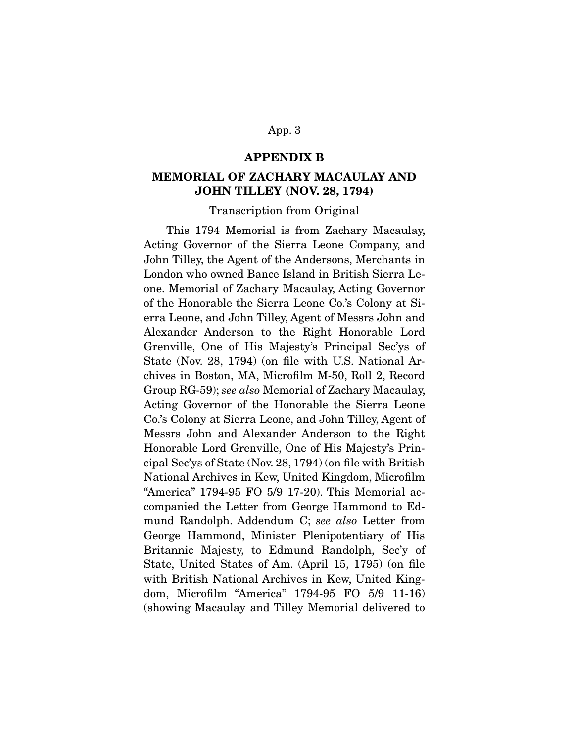## APPENDIX B

## MEMORIAL OF ZACHARY MACAULAY AND JOHN TILLEY (NOV. 28, 1794)

Transcription from Original

This 1794 Memorial is from Zachary Macaulay, Acting Governor of the Sierra Leone Company, and John Tilley, the Agent of the Andersons, Merchants in London who owned Bance Island in British Sierra Leone. Memorial of Zachary Macaulay, Acting Governor of the Honorable the Sierra Leone Co.'s Colony at Sierra Leone, and John Tilley, Agent of Messrs John and Alexander Anderson to the Right Honorable Lord Grenville, One of His Majesty's Principal Sec'ys of State (Nov. 28, 1794) (on file with U.S. National Archives in Boston, MA, Microfilm M-50, Roll 2, Record Group RG-59); *see also* Memorial of Zachary Macaulay, Acting Governor of the Honorable the Sierra Leone Co.'s Colony at Sierra Leone, and John Tilley, Agent of Messrs John and Alexander Anderson to the Right Honorable Lord Grenville, One of His Majesty's Principal Sec'ys of State (Nov. 28, 1794) (on file with British National Archives in Kew, United Kingdom, Microfilm "America" 1794-95 FO 5/9 17-20). This Memorial accompanied the Letter from George Hammond to Edmund Randolph. Addendum C; *see also* Letter from George Hammond, Minister Plenipotentiary of His Britannic Majesty, to Edmund Randolph, Sec'y of State, United States of Am. (April 15, 1795) (on file with British National Archives in Kew, United Kingdom, Microfilm "America" 1794-95 FO 5/9 11-16) (showing Macaulay and Tilley Memorial delivered to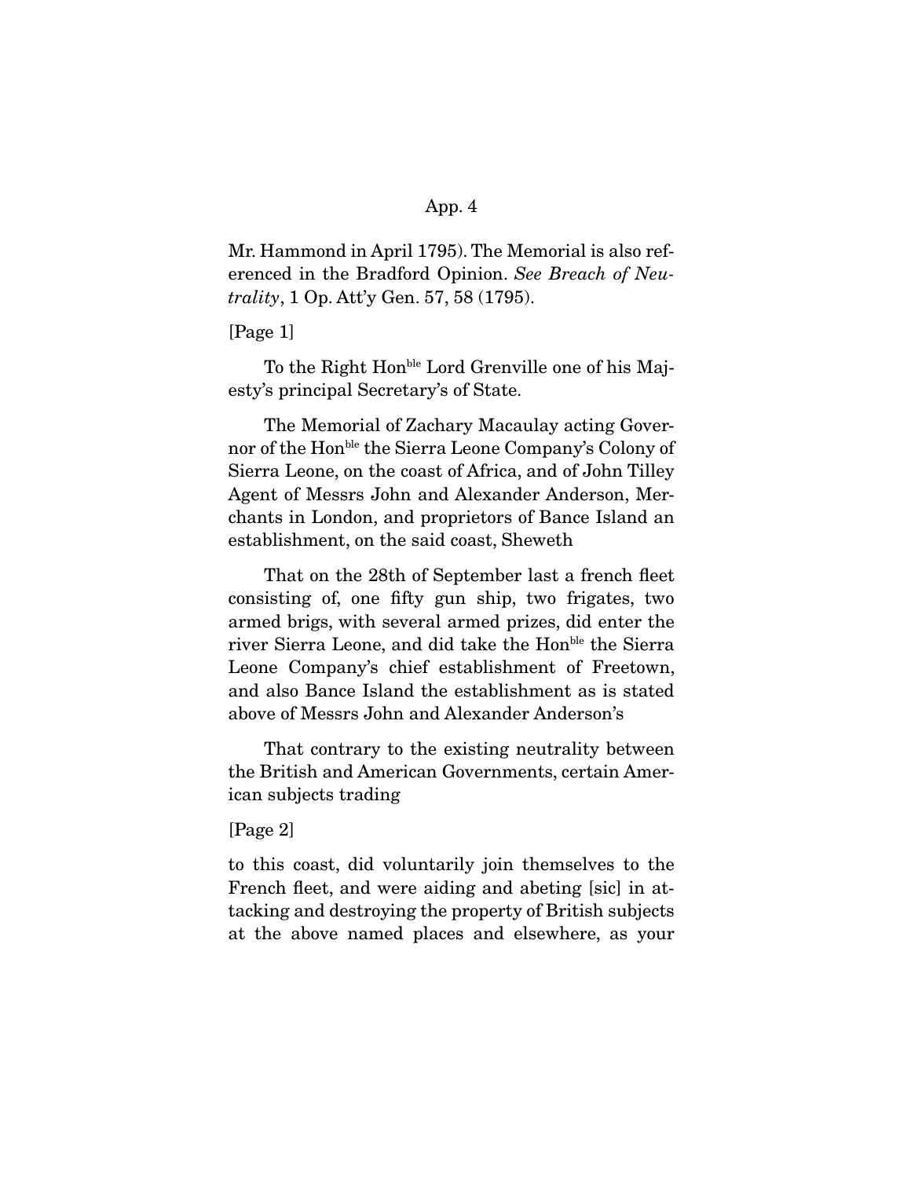Mr. Hammond in April 1795). The Memorial is also referenced in the Bradford Opinion. *See Breach of Neutrality*, 1 Op. Att'y Gen. 57, 58 (1795).

[Page 1]

To the Right Hon$^{ble}$ Lord Grenville one of his Majesty's principal Secretary's of State.

The Memorial of Zachary Macaulay acting Governor of the Hon$^{ble}$ the Sierra Leone Company's Colony of Sierra Leone, on the coast of Africa, and of John Tilley Agent of Messrs John and Alexander Anderson, Merchants in London, and proprietors of Bance Island an establishment, on the said coast, Sheweth

That on the 28th of September last a french fleet consisting of, one fifty gun ship, two frigates, two armed brigs, with several armed prizes, did enter the river Sierra Leone, and did take the Hon$^{ble}$ the Sierra Leone Company's chief establishment of Freetown, and also Bance Island the establishment as is stated above of Messrs John and Alexander Anderson's

That contrary to the existing neutrality between the British and American Governments, certain American subjects trading

[Page 2]

to this coast, did voluntarily join themselves to the French fleet, and were aiding and abeting [sic] in attacking and destroying the property of British subjects at the above named places and elsewhere, as your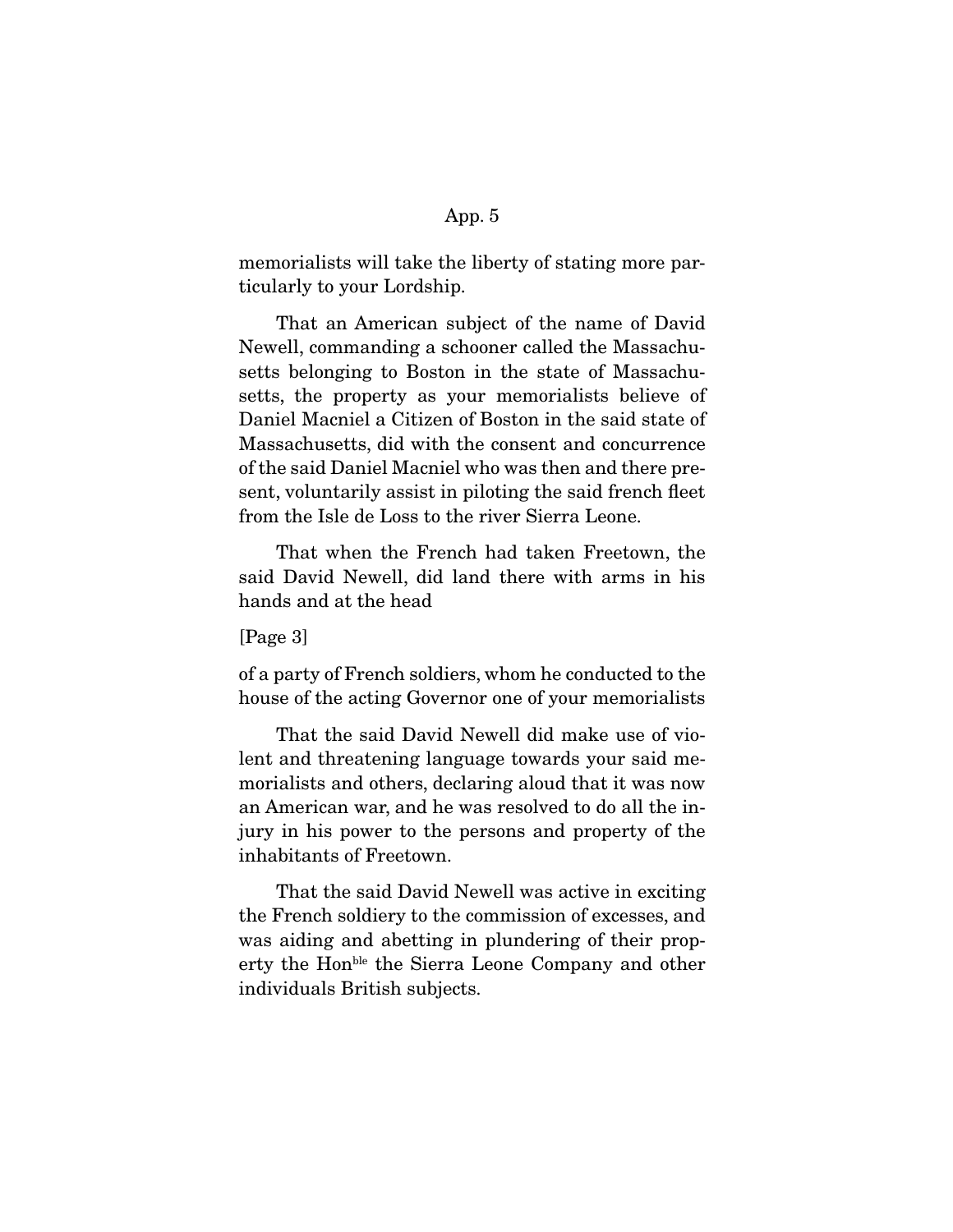memorialists will take the liberty of stating more particularly to your Lordship.

That an American subject of the name of David Newell, commanding a schooner called the Massachusetts belonging to Boston in the state of Massachusetts, the property as your memorialists believe of Daniel Macniel a Citizen of Boston in the said state of Massachusetts, did with the consent and concurrence of the said Daniel Macniel who was then and there present, voluntarily assist in piloting the said french fleet from the Isle de Loss to the river Sierra Leone.

That when the French had taken Freetown, the said David Newell, did land there with arms in his hands and at the head

[Page 3]

of a party of French soldiers, whom he conducted to the house of the acting Governor one of your memorialists

That the said David Newell did make use of violent and threatening language towards your said memorialists and others, declaring aloud that it was now an American war, and he was resolved to do all the injury in his power to the persons and property of the inhabitants of Freetown.

That the said David Newell was active in exciting the French soldiery to the commission of excesses, and was aiding and abetting in plundering of their property the Honble the Sierra Leone Company and other individuals British subjects.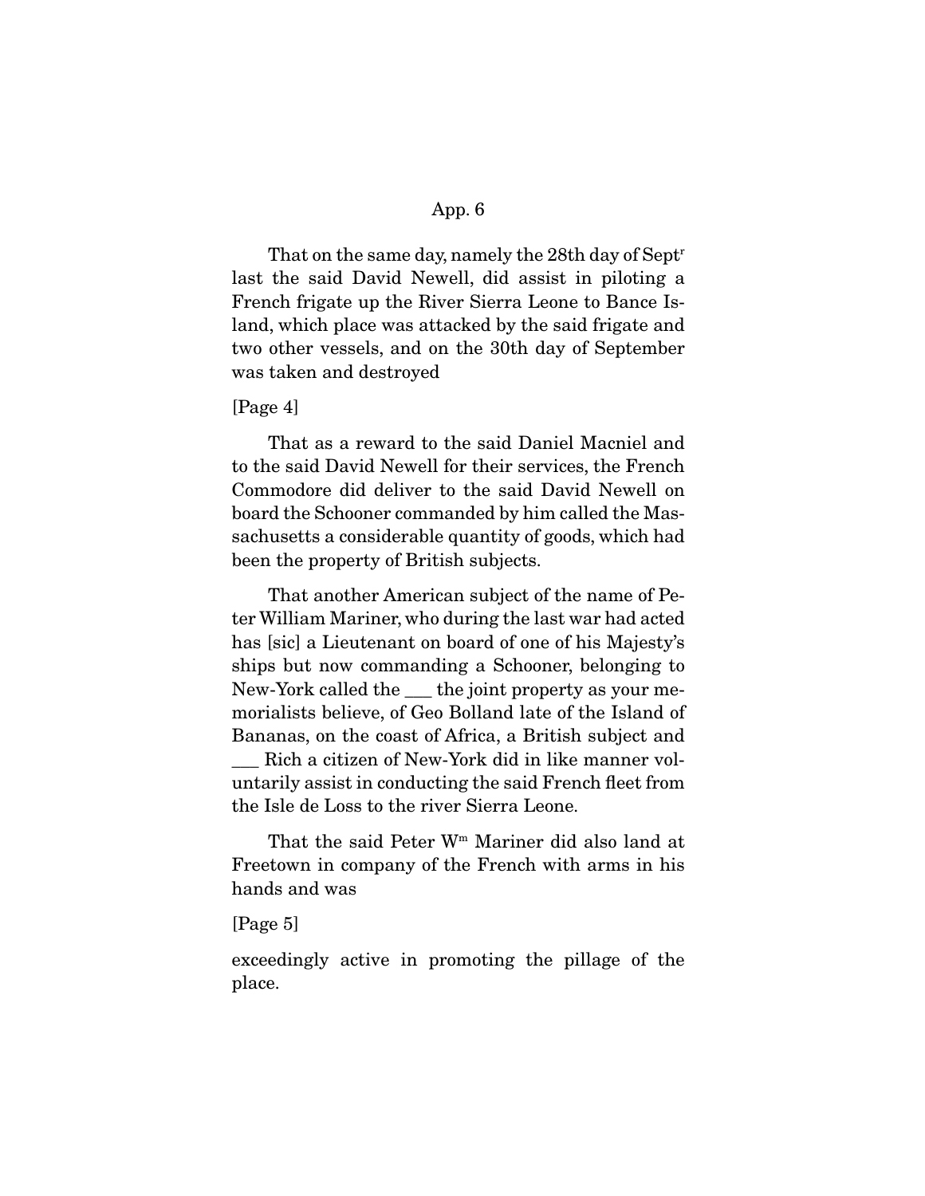That on the same day, namely the 28th day of Sept[r] last the said David Newell, did assist in piloting a French frigate up the River Sierra Leone to Bance Island, which place was attacked by the said frigate and two other vessels, and on the 30th day of September was taken and destroyed

[Page 4]

That as a reward to the said Daniel Macniel and to the said David Newell for their services, the French Commodore did deliver to the said David Newell on board the Schooner commanded by him called the Massachusetts a considerable quantity of goods, which had been the property of British subjects.

That another American subject of the name of Peter William Mariner, who during the last war had acted has [sic] a Lieutenant on board of one of his Majesty's ships but now commanding a Schooner, belonging to New-York called the ___ the joint property as your memorialists believe, of Geo Bolland late of the Island of Bananas, on the coast of Africa, a British subject and ___ Rich a citizen of New-York did in like manner voluntarily assist in conducting the said French fleet from the Isle de Loss to the river Sierra Leone.

That the said Peter W[m] Mariner did also land at Freetown in company of the French with arms in his hands and was

[Page 5]

exceedingly active in promoting the pillage of the place.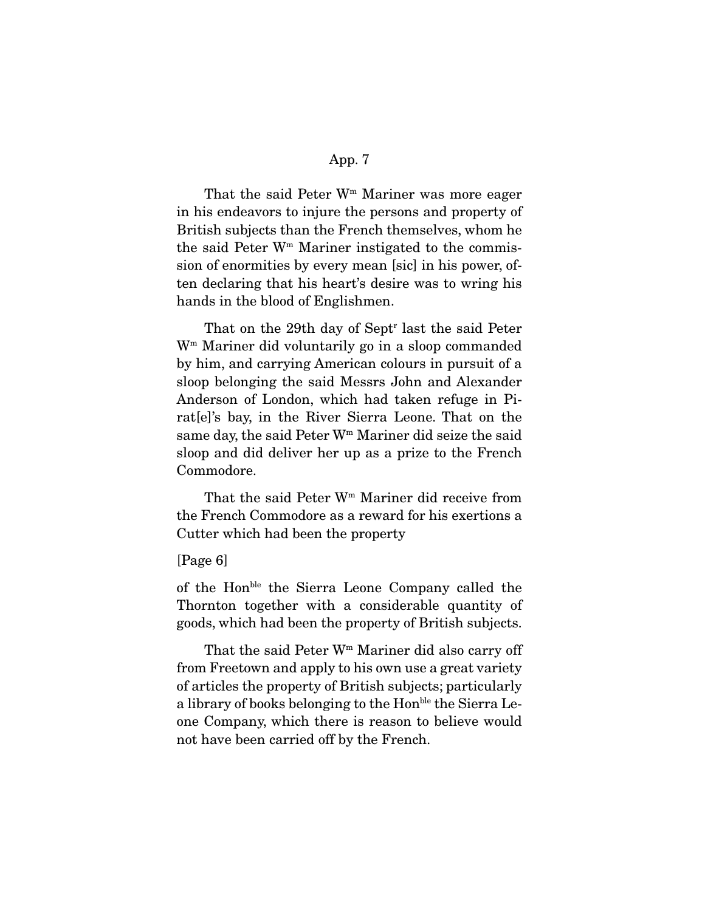That the said Peter Wm Mariner was more eager in his endeavors to injure the persons and property of British subjects than the French themselves, whom he the said Peter Wm Mariner instigated to the commission of enormities by every mean [sic] in his power, often declaring that his heart's desire was to wring his hands in the blood of Englishmen.

That on the 29th day of Sept[r] last the said Peter Wm Mariner did voluntarily go in a sloop commanded by him, and carrying American colours in pursuit of a sloop belonging the said Messrs John and Alexander Anderson of London, which had taken refuge in Pirat[e]'s bay, in the River Sierra Leone. That on the same day, the said Peter Wm Mariner did seize the said sloop and did deliver her up as a prize to the French Commodore.

That the said Peter Wm Mariner did receive from the French Commodore as a reward for his exertions a Cutter which had been the property

[Page 6]

of the Hon[ble] the Sierra Leone Company called the Thornton together with a considerable quantity of goods, which had been the property of British subjects.

That the said Peter Wm Mariner did also carry off from Freetown and apply to his own use a great variety of articles the property of British subjects; particularly a library of books belonging to the Hon[ble] the Sierra Leone Company, which there is reason to believe would not have been carried off by the French.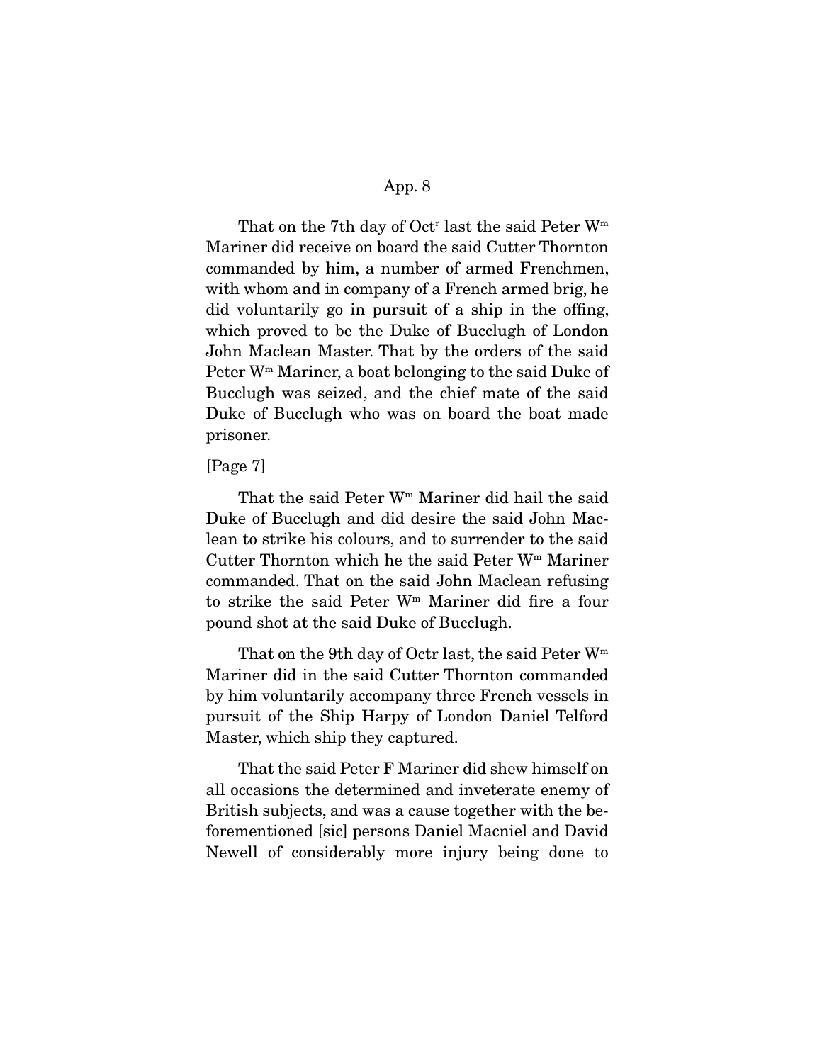That on the 7th day of Oct[r] last the said Peter W[m] Mariner did receive on board the said Cutter Thornton commanded by him, a number of armed Frenchmen, with whom and in company of a French armed brig, he did voluntarily go in pursuit of a ship in the offing, which proved to be the Duke of Bucclugh of London John Maclean Master. That by the orders of the said Peter W[m] Mariner, a boat belonging to the said Duke of Bucclugh was seized, and the chief mate of the said Duke of Bucclugh who was on board the boat made prisoner.

[Page 7]

That the said Peter W[m] Mariner did hail the said Duke of Bucclugh and did desire the said John Maclean to strike his colours, and to surrender to the said Cutter Thornton which he the said Peter W[m] Mariner commanded. That on the said John Maclean refusing to strike the said Peter W[m] Mariner did fire a four pound shot at the said Duke of Bucclugh.

That on the 9th day of Octr last, the said Peter W[m] Mariner did in the said Cutter Thornton commanded by him voluntarily accompany three French vessels in pursuit of the Ship Harpy of London Daniel Telford Master, which ship they captured.

That the said Peter F Mariner did shew himself on all occasions the determined and inveterate enemy of British subjects, and was a cause together with the beforementioned [sic] persons Daniel Macniel and David Newell of considerably more injury being done to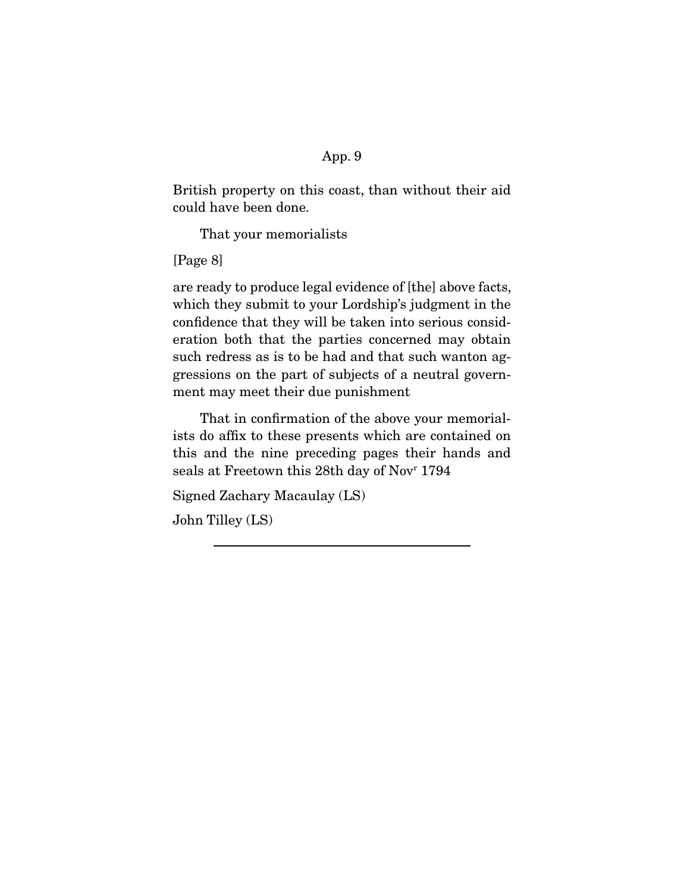British property on this coast, than without their aid could have been done.

That your memorialists

[Page 8]

are ready to produce legal evidence of [the] above facts, which they submit to your Lordship's judgment in the confidence that they will be taken into serious consideration both that the parties concerned may obtain such redress as is to be had and that such wanton aggressions on the part of subjects of a neutral government may meet their due punishment

That in confirmation of the above your memorialists do affix to these presents which are contained on this and the nine preceding pages their hands and seals at Freetown this 28th day of Nov[r] 1794

Signed Zachary Macaulay (LS)

John Tilley (LS)

---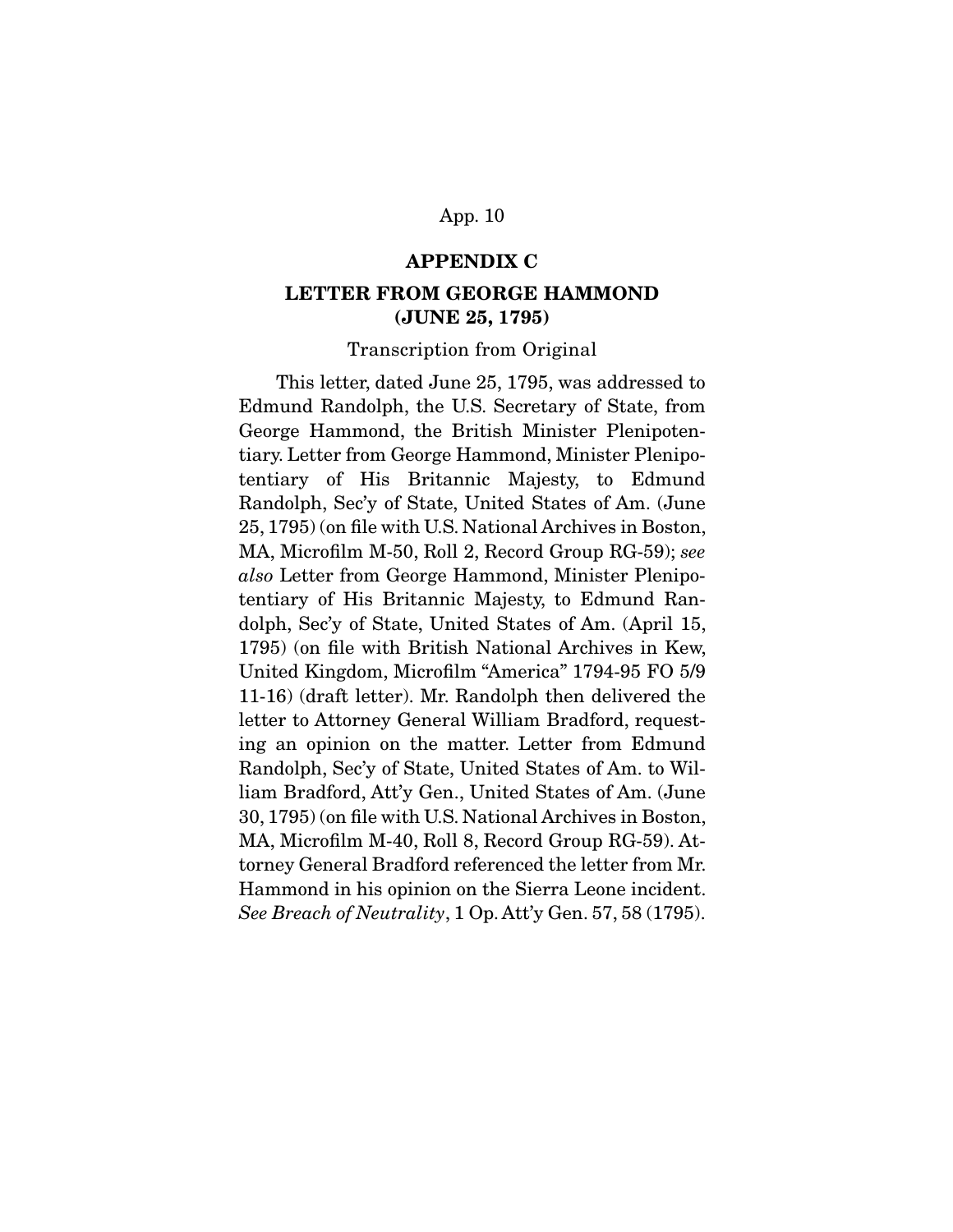## APPENDIX C

## LETTER FROM GEORGE HAMMOND (JUNE 25, 1795)

Transcription from Original

This letter, dated June 25, 1795, was addressed to Edmund Randolph, the U.S. Secretary of State, from George Hammond, the British Minister Plenipotentiary. Letter from George Hammond, Minister Plenipotentiary of His Britannic Majesty, to Edmund Randolph, Sec'y of State, United States of Am. (June 25, 1795) (on file with U.S. National Archives in Boston, MA, Microfilm M-50, Roll 2, Record Group RG-59); *see also* Letter from George Hammond, Minister Plenipotentiary of His Britannic Majesty, to Edmund Randolph, Sec'y of State, United States of Am. (April 15, 1795) (on file with British National Archives in Kew, United Kingdom, Microfilm "America" 1794-95 FO 5/9 11-16) (draft letter). Mr. Randolph then delivered the letter to Attorney General William Bradford, requesting an opinion on the matter. Letter from Edmund Randolph, Sec'y of State, United States of Am. to William Bradford, Att'y Gen., United States of Am. (June 30, 1795) (on file with U.S. National Archives in Boston, MA, Microfilm M-40, Roll 8, Record Group RG-59). Attorney General Bradford referenced the letter from Mr. Hammond in his opinion on the Sierra Leone incident. *See Breach of Neutrality*, 1 Op. Att'y Gen. 57, 58 (1795).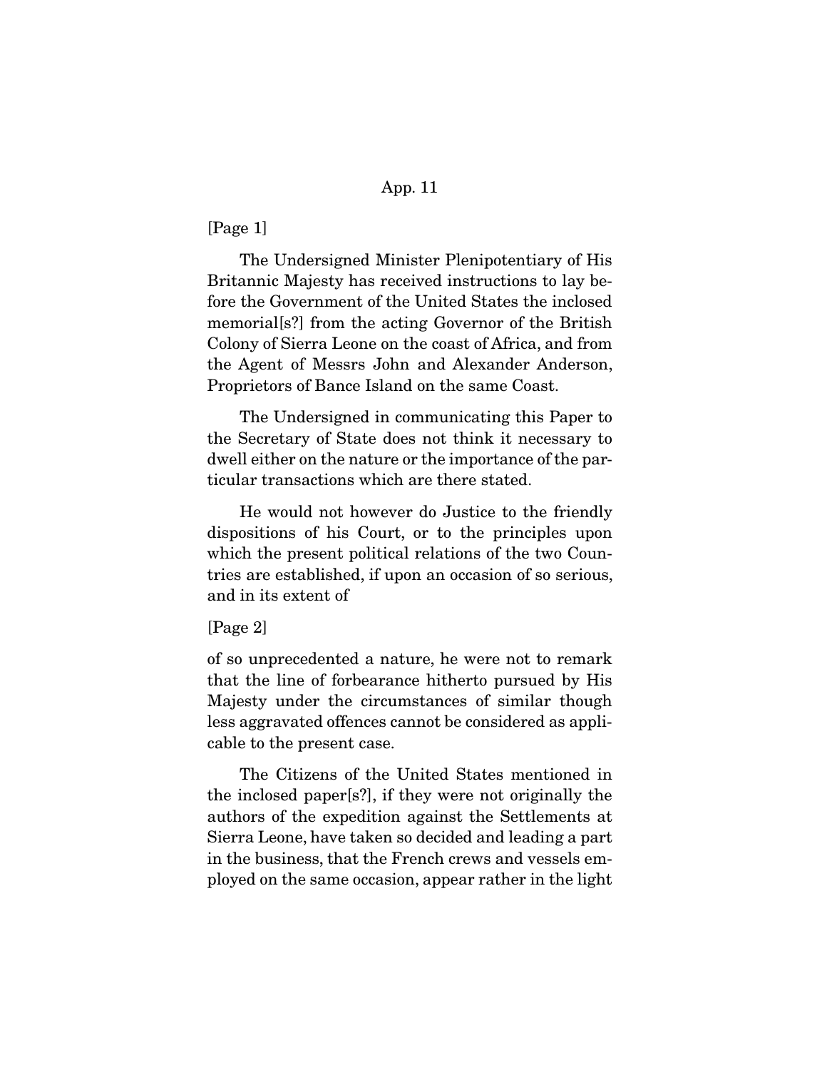[Page 1]

The Undersigned Minister Plenipotentiary of His Britannic Majesty has received instructions to lay before the Government of the United States the inclosed memorial[s?] from the acting Governor of the British Colony of Sierra Leone on the coast of Africa, and from the Agent of Messrs John and Alexander Anderson, Proprietors of Bance Island on the same Coast.

The Undersigned in communicating this Paper to the Secretary of State does not think it necessary to dwell either on the nature or the importance of the particular transactions which are there stated.

He would not however do Justice to the friendly dispositions of his Court, or to the principles upon which the present political relations of the two Countries are established, if upon an occasion of so serious, and in its extent of

[Page 2]

of so unprecedented a nature, he were not to remark that the line of forbearance hitherto pursued by His Majesty under the circumstances of similar though less aggravated offences cannot be considered as applicable to the present case.

The Citizens of the United States mentioned in the inclosed paper[s?], if they were not originally the authors of the expedition against the Settlements at Sierra Leone, have taken so decided and leading a part in the business, that the French crews and vessels employed on the same occasion, appear rather in the light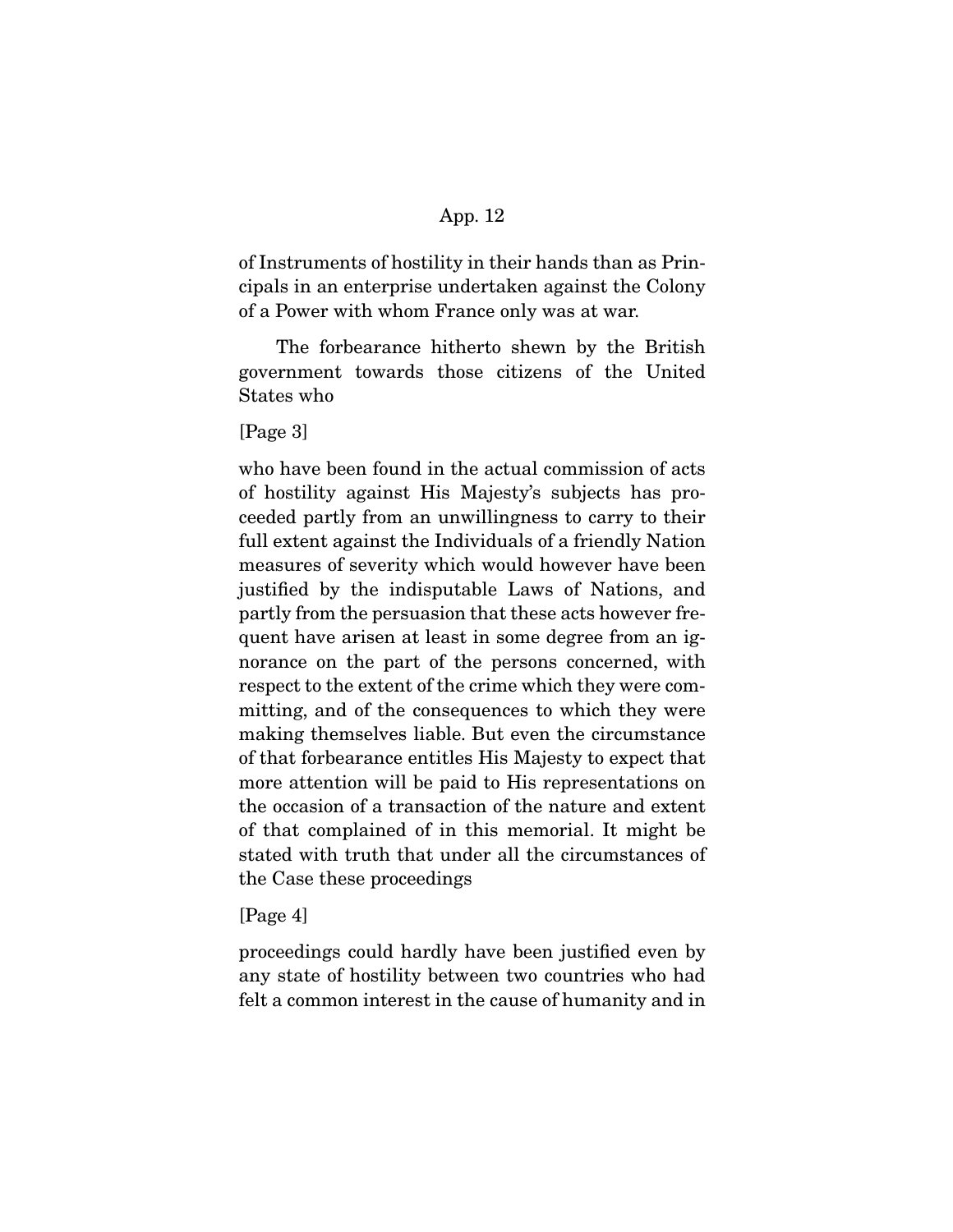of Instruments of hostility in their hands than as Principals in an enterprise undertaken against the Colony of a Power with whom France only was at war.

The forbearance hitherto shewn by the British government towards those citizens of the United States who

[Page 3]

who have been found in the actual commission of acts of hostility against His Majesty's subjects has proceeded partly from an unwillingness to carry to their full extent against the Individuals of a friendly Nation measures of severity which would however have been justified by the indisputable Laws of Nations, and partly from the persuasion that these acts however frequent have arisen at least in some degree from an ignorance on the part of the persons concerned, with respect to the extent of the crime which they were committing, and of the consequences to which they were making themselves liable. But even the circumstance of that forbearance entitles His Majesty to expect that more attention will be paid to His representations on the occasion of a transaction of the nature and extent of that complained of in this memorial. It might be stated with truth that under all the circumstances of the Case these proceedings

[Page 4]

proceedings could hardly have been justified even by any state of hostility between two countries who had felt a common interest in the cause of humanity and in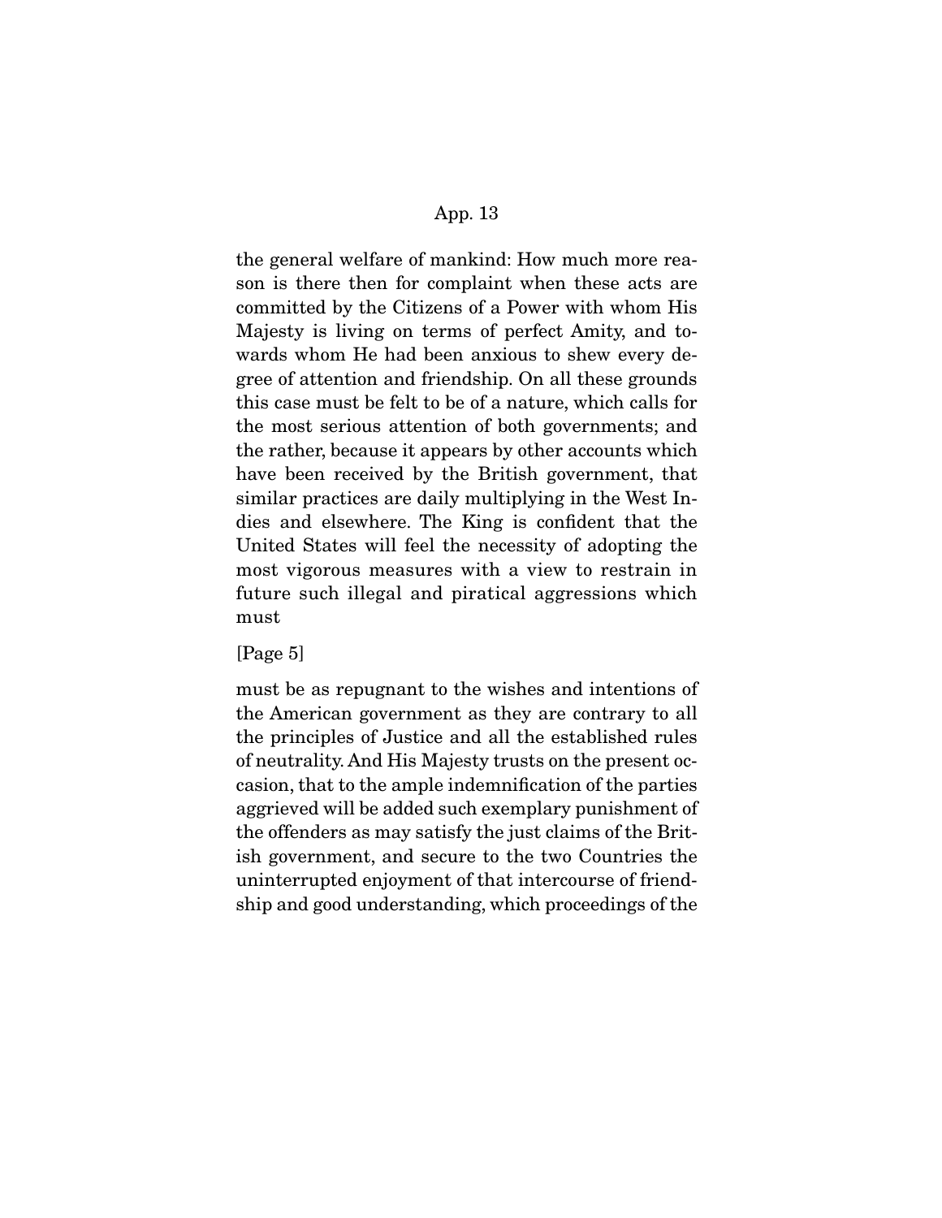the general welfare of mankind: How much more reason is there then for complaint when these acts are committed by the Citizens of a Power with whom His Majesty is living on terms of perfect Amity, and towards whom He had been anxious to shew every degree of attention and friendship. On all these grounds this case must be felt to be of a nature, which calls for the most serious attention of both governments; and the rather, because it appears by other accounts which have been received by the British government, that similar practices are daily multiplying in the West Indies and elsewhere. The King is confident that the United States will feel the necessity of adopting the most vigorous measures with a view to restrain in future such illegal and piratical aggressions which must

[Page 5]

must be as repugnant to the wishes and intentions of the American government as they are contrary to all the principles of Justice and all the established rules of neutrality. And His Majesty trusts on the present occasion, that to the ample indemnification of the parties aggrieved will be added such exemplary punishment of the offenders as may satisfy the just claims of the British government, and secure to the two Countries the uninterrupted enjoyment of that intercourse of friendship and good understanding, which proceedings of the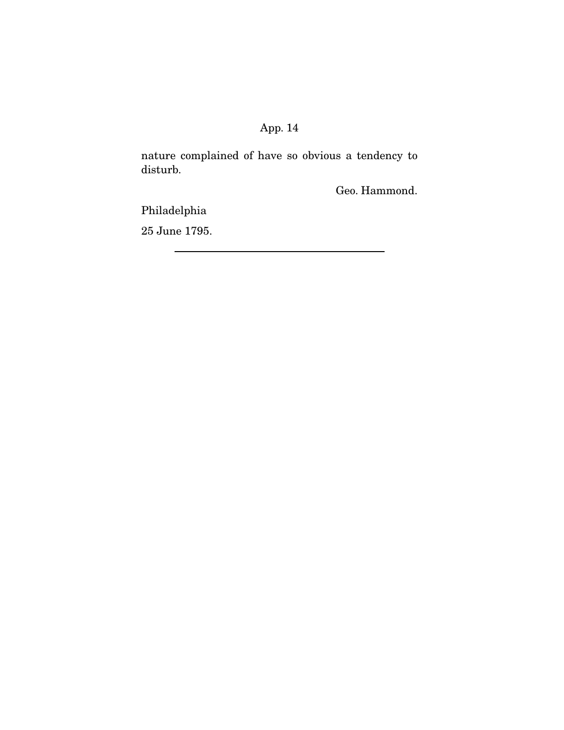nature complained of have so obvious a tendency to disturb.

Geo. Hammond.

Philadelphia

25 June 1795.

---